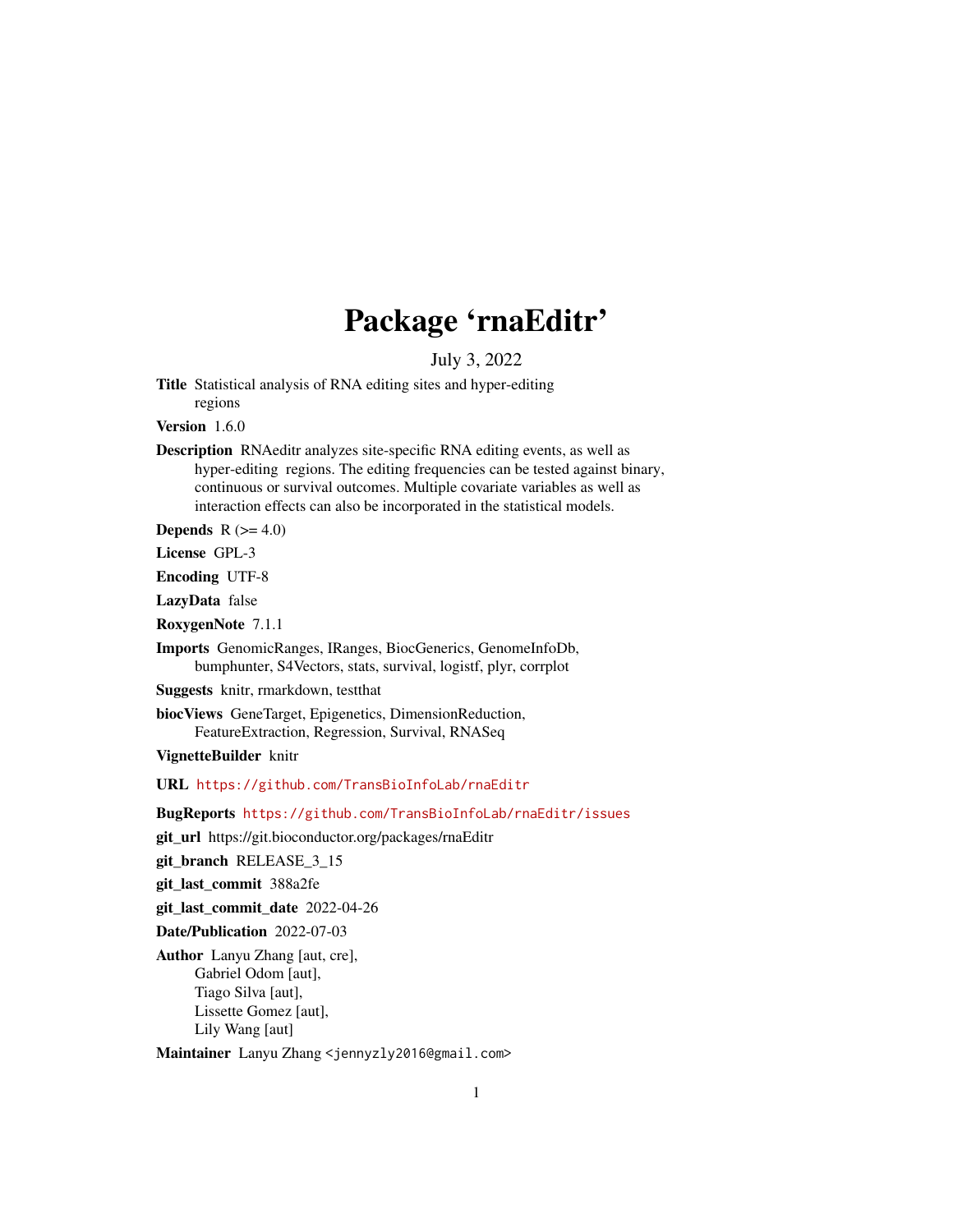# Package 'rnaEditr'

July 3, 2022

**Title** Statistical analysis of RNA editing sites and hyper-editing regions

**Version** 1.6.0

**Description** RNAeditr analyzes site-specific RNA editing events, as well as hyper-editing regions. The editing frequencies can be tested against binary, continuous or survival outcomes. Multiple covariate variables as well as interaction effects can also be incorporated in the statistical models.

**Depends** R (>= 4.0)

**License** GPL-3

**Encoding** UTF-8

**LazyData** false

**RoxygenNote** 7.1.1

**Imports** GenomicRanges, IRanges, BiocGenerics, GenomeInfoDb, bumphunter, S4Vectors, stats, survival, logistf, plyr, corrplot

**Suggests** knitr, rmarkdown, testthat

**biocViews** GeneTarget, Epigenetics, DimensionReduction, FeatureExtraction, Regression, Survival, RNASeq

**VignetteBuilder** knitr

**URL** https://github.com/TransBioInfoLab/rnaEditr

**BugReports** https://github.com/TransBioInfoLab/rnaEditr/issues

**git_url** https://git.bioconductor.org/packages/rnaEditr

**git_branch** RELEASE_3_15

**git_last_commit** 388a2fe

**git_last_commit_date** 2022-04-26

**Date/Publication** 2022-07-03

**Author** Lanyu Zhang [aut, cre],
Gabriel Odom [aut],
Tiago Silva [aut],
Lissette Gomez [aut],
Lily Wang [aut]

**Maintainer** Lanyu Zhang <jennyzly2016@gmail.com>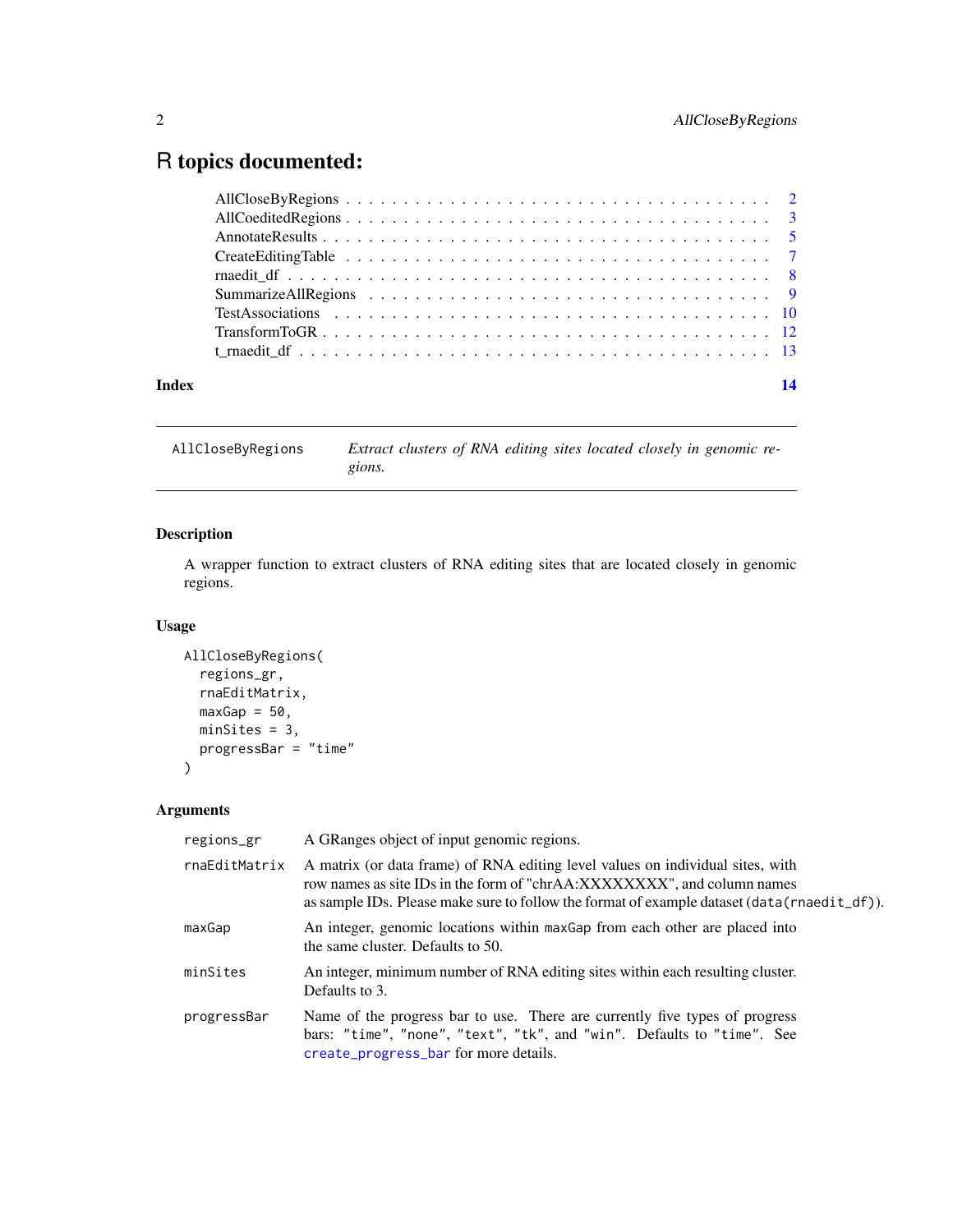# R topics documented:

| | |
|---|---|
| AllCloseByRegions | 2 |
| AllCoeditedRegions | 3 |
| AnnotateResults | 5 |
| CreateEditingTable | 7 |
| rnaedit_df | 8 |
| SummarizeAllRegions | 9 |
| TestAssociations | 10 |
| TransformToGR | 12 |
| t_rnaedit_df | 13 |
| **Index** | **14** |

---

AllCloseByRegions — *Extract clusters of RNA editing sites located closely in genomic regions.*

---

## Description

A wrapper function to extract clusters of RNA editing sites that are located closely in genomic regions.

## Usage

```
AllCloseByRegions(
  regions_gr,
  rnaEditMatrix,
  maxGap = 50,
  minSites = 3,
  progressBar = "time"
)
```

## Arguments

| | |
|---|---|
| `regions_gr` | A GRanges object of input genomic regions. |
| `rnaEditMatrix` | A matrix (or data frame) of RNA editing level values on individual sites, with row names as site IDs in the form of "chrAA:XXXXXXXX", and column names as sample IDs. Please make sure to follow the format of example dataset (`data(rnaedit_df)`). |
| `maxGap` | An integer, genomic locations within `maxGap` from each other are placed into the same cluster. Defaults to 50. |
| `minSites` | An integer, minimum number of RNA editing sites within each resulting cluster. Defaults to 3. |
| `progressBar` | Name of the progress bar to use. There are currently five types of progress bars: `"time"`, `"none"`, `"text"`, `"tk"`, and `"win"`. Defaults to `"time"`. See `create_progress_bar` for more details. |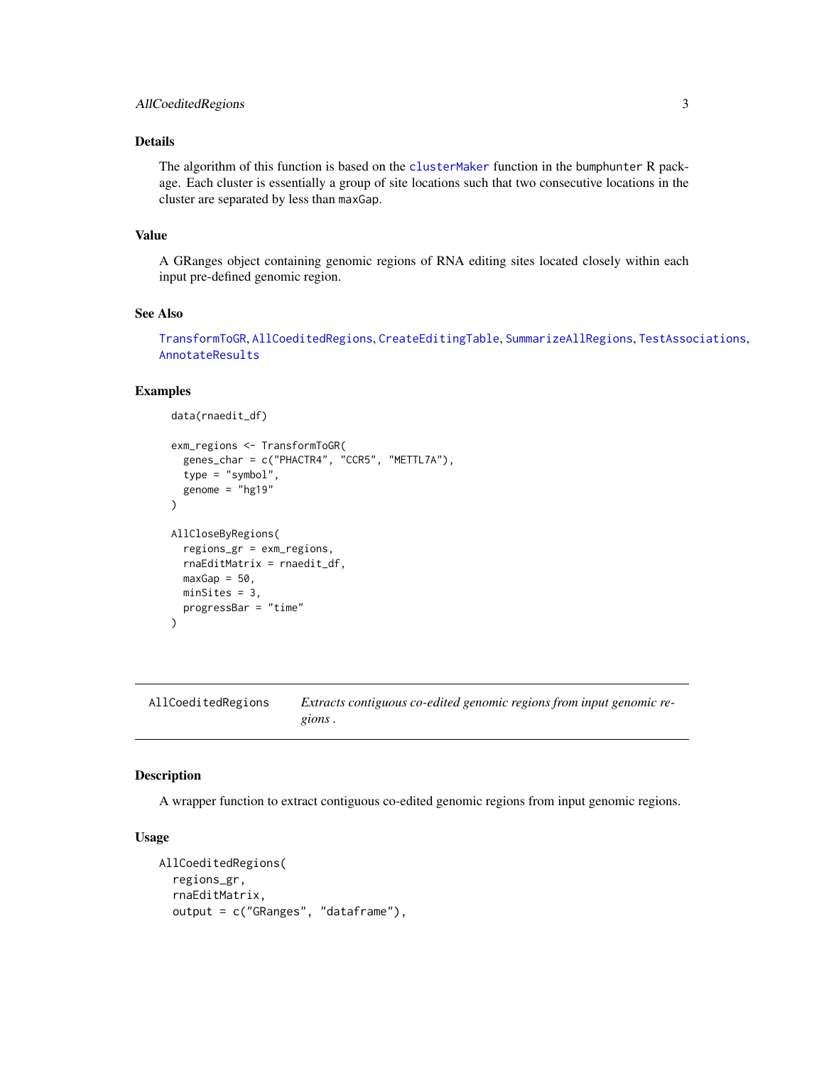## Details

The algorithm of this function is based on the `clusterMaker` function in the `bumphunter` R package. Each cluster is essentially a group of site locations such that two consecutive locations in the cluster are separated by less than `maxGap`.

## Value

A GRanges object containing genomic regions of RNA editing sites located closely within each input pre-defined genomic region.

## See Also

`TransformToGR`, `AllCoeditedRegions`, `CreateEditingTable`, `SummarizeAllRegions`, `TestAssociations`, `AnnotateResults`

## Examples

```
data(rnaedit_df)

exm_regions <- TransformToGR(
  genes_char = c("PHACTR4", "CCR5", "METTL7A"),
  type = "symbol",
  genome = "hg19"
)

AllCloseByRegions(
  regions_gr = exm_regions,
  rnaEditMatrix = rnaedit_df,
  maxGap = 50,
  minSites = 3,
  progressBar = "time"
)
```

---

`AllCoeditedRegions` *Extracts contiguous co-edited genomic regions from input genomic regions .*

---

## Description

A wrapper function to extract contiguous co-edited genomic regions from input genomic regions.

## Usage

```
AllCoeditedRegions(
  regions_gr,
  rnaEditMatrix,
  output = c("GRanges", "dataframe"),
```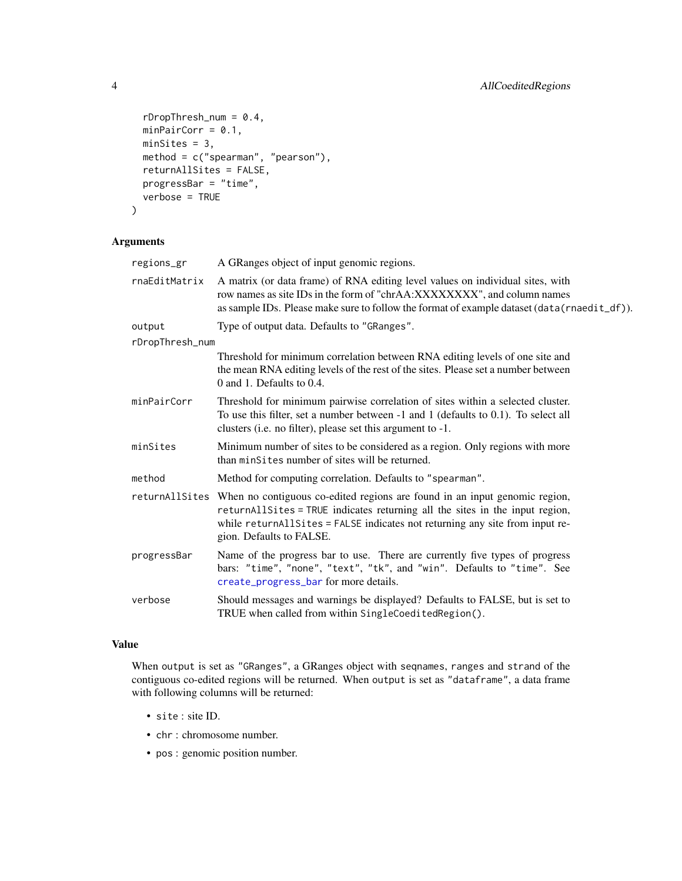```
  rDropThresh_num = 0.4,
  minPairCorr = 0.1,
  minSites = 3,
  method = c("spearman", "pearson"),
  returnAllSites = FALSE,
  progressBar = "time",
  verbose = TRUE
)
```

### Arguments

| | |
|---|---|
| `regions_gr` | A GRanges object of input genomic regions. |
| `rnaEditMatrix` | A matrix (or data frame) of RNA editing level values on individual sites, with row names as site IDs in the form of "chrAA:XXXXXXXX", and column names as sample IDs. Please make sure to follow the format of example dataset (`data(rnaedit_df)`). |
| `output` | Type of output data. Defaults to `"GRanges"`. |
| `rDropThresh_num` | Threshold for minimum correlation between RNA editing levels of one site and the mean RNA editing levels of the rest of the sites. Please set a number between 0 and 1. Defaults to 0.4. |
| `minPairCorr` | Threshold for minimum pairwise correlation of sites within a selected cluster. To use this filter, set a number between -1 and 1 (defaults to 0.1). To select all clusters (i.e. no filter), please set this argument to -1. |
| `minSites` | Minimum number of sites to be considered as a region. Only regions with more than `minSites` number of sites will be returned. |
| `method` | Method for computing correlation. Defaults to `"spearman"`. |
| `returnAllSites` | When no contiguous co-edited regions are found in an input genomic region, `returnAllSites = TRUE` indicates returning all the sites in the input region, while `returnAllSites = FALSE` indicates not returning any site from input region. Defaults to FALSE. |
| `progressBar` | Name of the progress bar to use. There are currently five types of progress bars: `"time"`, `"none"`, `"text"`, `"tk"`, and `"win"`. Defaults to `"time"`. See `create_progress_bar` for more details. |
| `verbose` | Should messages and warnings be displayed? Defaults to FALSE, but is set to TRUE when called from within `SingleCoeditedRegion()`. |

### Value

When `output` is set as `"GRanges"`, a GRanges object with `seqnames`, `ranges` and `strand` of the contiguous co-edited regions will be returned. When `output` is set as `"dataframe"`, a data frame with following columns will be returned:

- `site` : site ID.
- `chr` : chromosome number.
- `pos` : genomic position number.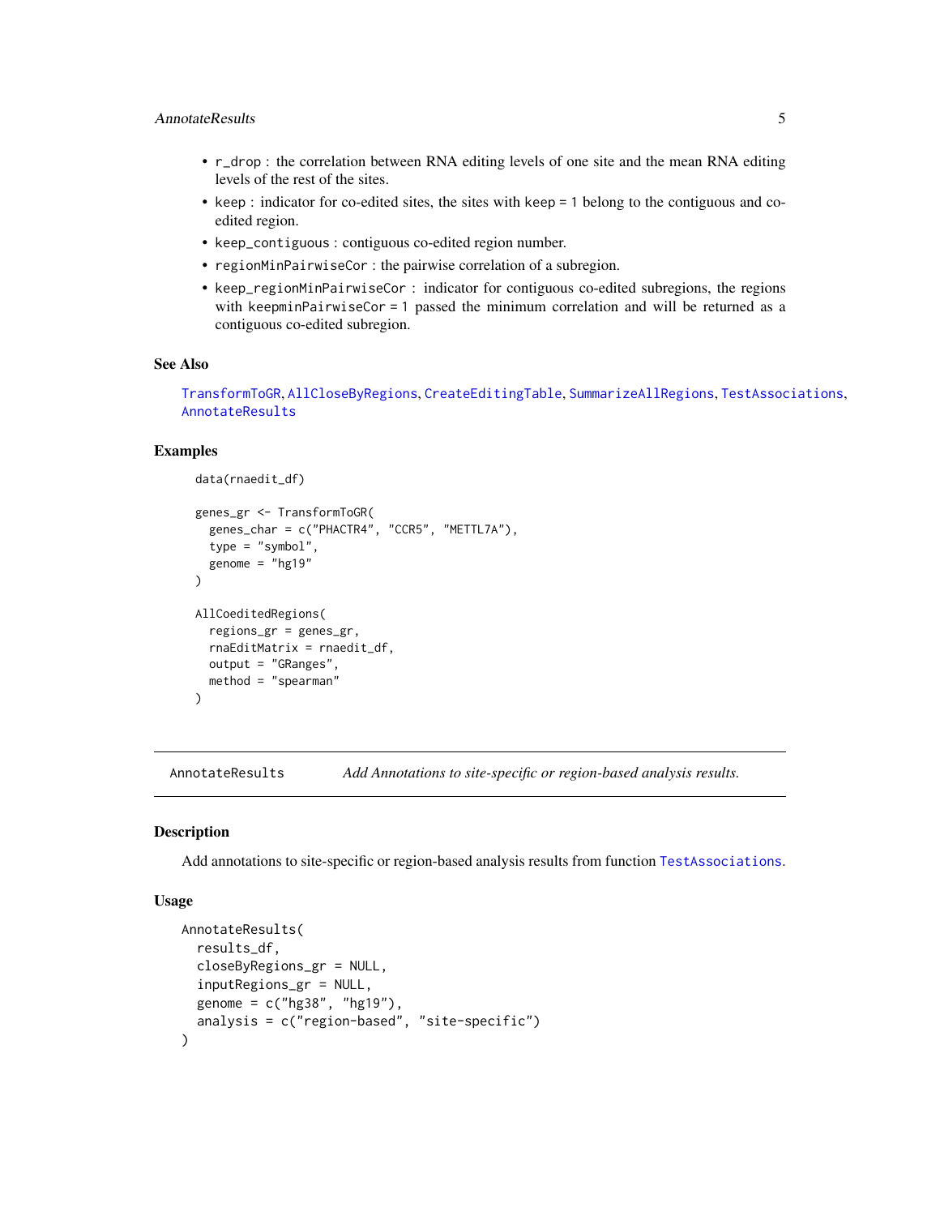- `r_drop` : the correlation between RNA editing levels of one site and the mean RNA editing levels of the rest of the sites.
- `keep` : indicator for co-edited sites, the sites with `keep = 1` belong to the contiguous and co-edited region.
- `keep_contiguous` : contiguous co-edited region number.
- `regionMinPairwiseCor` : the pairwise correlation of a subregion.
- `keep_regionMinPairwiseCor` : indicator for contiguous co-edited subregions, the regions with `keepminPairwiseCor = 1` passed the minimum correlation and will be returned as a contiguous co-edited subregion.

### See Also

TransformToGR, AllCloseByRegions, CreateEditingTable, SummarizeAllRegions, TestAssociations, AnnotateResults

### Examples

```
data(rnaedit_df)

genes_gr <- TransformToGR(
  genes_char = c("PHACTR4", "CCR5", "METTL7A"),
  type = "symbol",
  genome = "hg19"
)

AllCoeditedRegions(
  regions_gr = genes_gr,
  rnaEditMatrix = rnaedit_df,
  output = "GRanges",
  method = "spearman"
)
```

---

## AnnotateResults — *Add Annotations to site-specific or region-based analysis results.*

### Description

Add annotations to site-specific or region-based analysis results from function TestAssociations.

### Usage

```
AnnotateResults(
  results_df,
  closeByRegions_gr = NULL,
  inputRegions_gr = NULL,
  genome = c("hg38", "hg19"),
  analysis = c("region-based", "site-specific")
)
```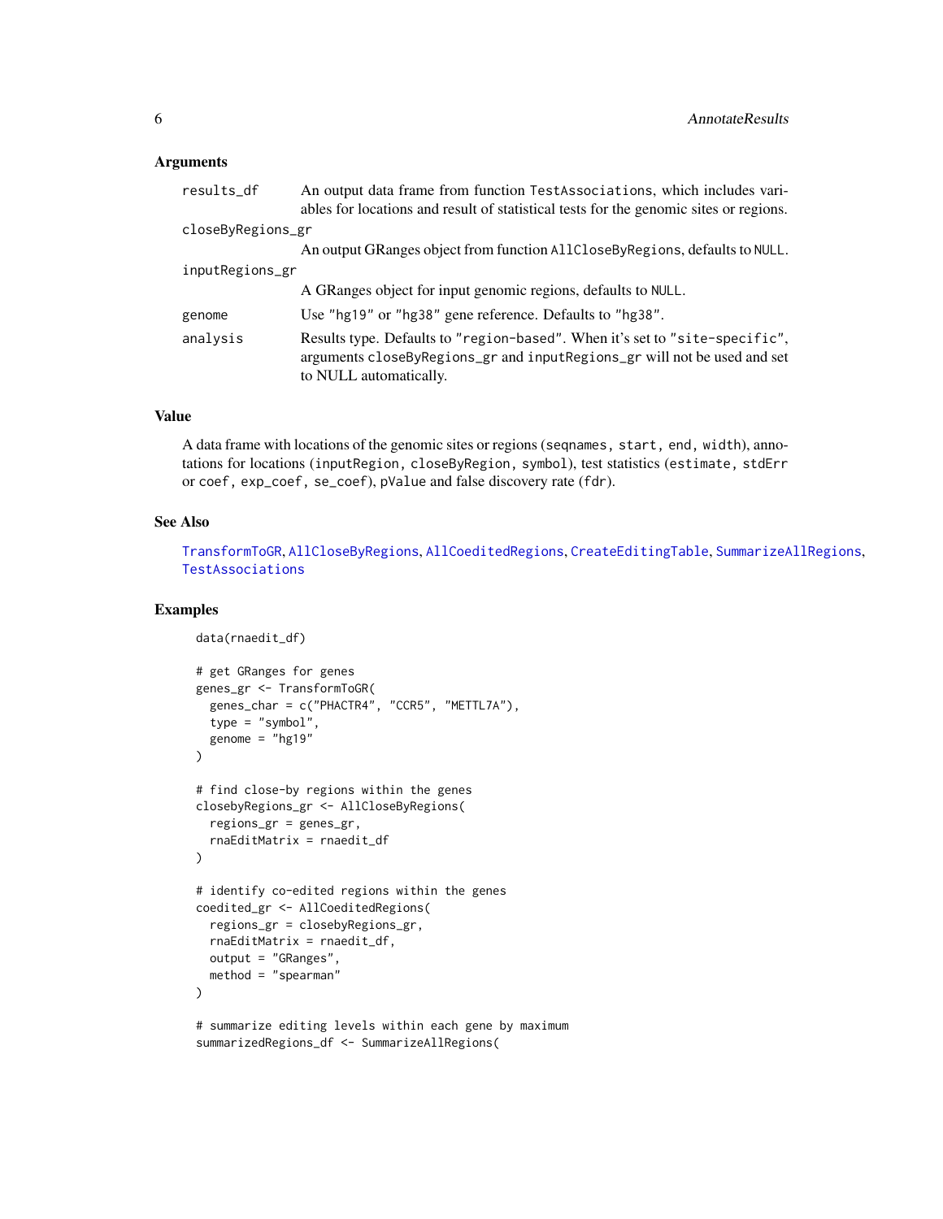## Arguments

| | |
|---|---|
| `results_df` | An output data frame from function `TestAssociations`, which includes variables for locations and result of statistical tests for the genomic sites or regions. |
| `closeByRegions_gr` | An output GRanges object from function `AllCloseByRegions`, defaults to `NULL`. |
| `inputRegions_gr` | A GRanges object for input genomic regions, defaults to `NULL`. |
| `genome` | Use `"hg19"` or `"hg38"` gene reference. Defaults to `"hg38"`. |
| `analysis` | Results type. Defaults to `"region-based"`. When it's set to `"site-specific"`, arguments `closeByRegions_gr` and `inputRegions_gr` will not be used and set to NULL automatically. |

## Value

A data frame with locations of the genomic sites or regions (`seqnames`, `start`, `end`, `width`), annotations for locations (`inputRegion`, `closeByRegion`, `symbol`), test statistics (`estimate`, `stdErr` or `coef`, `exp_coef`, `se_coef`), pValue and false discovery rate (`fdr`).

## See Also

TransformToGR, AllCloseByRegions, AllCoeditedRegions, CreateEditingTable, SummarizeAllRegions, TestAssociations

## Examples

```
data(rnaedit_df)

# get GRanges for genes
genes_gr <- TransformToGR(
  genes_char = c("PHACTR4", "CCR5", "METTL7A"),
  type = "symbol",
  genome = "hg19"
)

# find close-by regions within the genes
closebyRegions_gr <- AllCloseByRegions(
  regions_gr = genes_gr,
  rnaEditMatrix = rnaedit_df
)

# identify co-edited regions within the genes
coedited_gr <- AllCoeditedRegions(
  regions_gr = closebyRegions_gr,
  rnaEditMatrix = rnaedit_df,
  output = "GRanges",
  method = "spearman"
)

# summarize editing levels within each gene by maximum
summarizedRegions_df <- SummarizeAllRegions(
```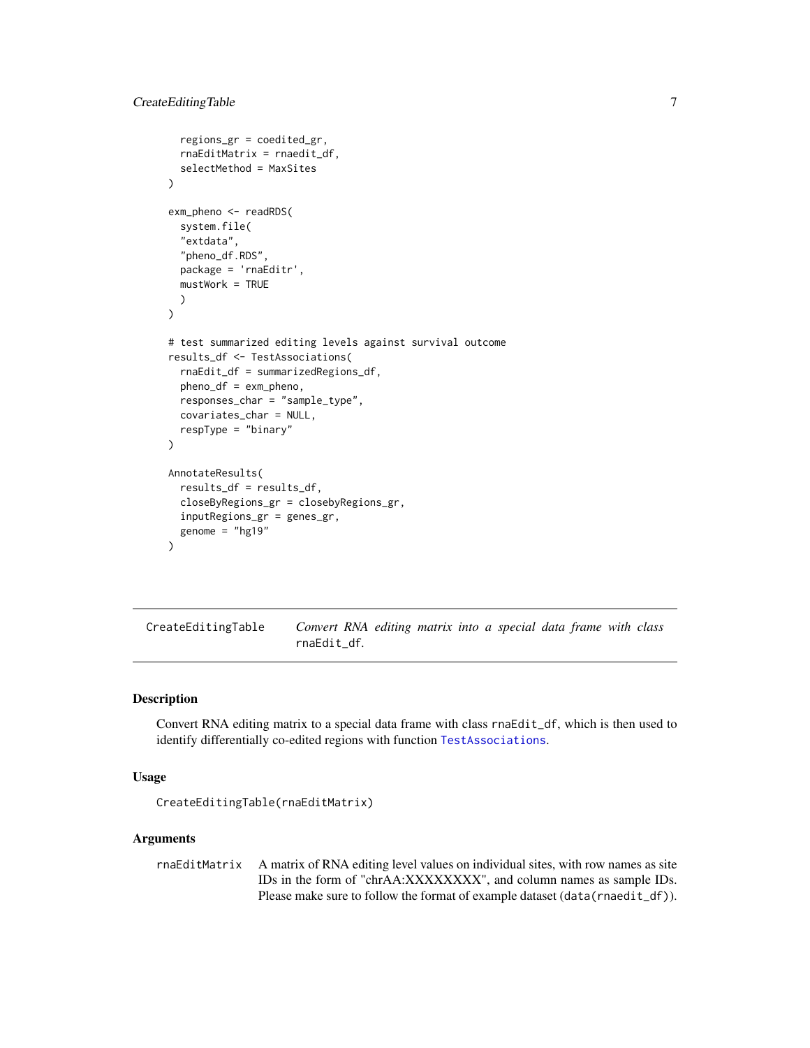```
  regions_gr = coedited_gr,
  rnaEditMatrix = rnaedit_df,
  selectMethod = MaxSites
)

exm_pheno <- readRDS(
  system.file(
  "extdata",
  "pheno_df.RDS",
  package = 'rnaEditr',
  mustWork = TRUE
  )
)

# test summarized editing levels against survival outcome
results_df <- TestAssociations(
  rnaEdit_df = summarizedRegions_df,
  pheno_df = exm_pheno,
  responses_char = "sample_type",
  covariates_char = NULL,
  respType = "binary"
)

AnnotateResults(
  results_df = results_df,
  closeByRegions_gr = closebyRegions_gr,
  inputRegions_gr = genes_gr,
  genome = "hg19"
)
```

## CreateEditingTable — *Convert RNA editing matrix into a special data frame with class* `rnaEdit_df`.

### Description

Convert RNA editing matrix to a special data frame with class `rnaEdit_df`, which is then used to identify differentially co-edited regions with function `TestAssociations`.

### Usage

```
CreateEditingTable(rnaEditMatrix)
```

### Arguments

`rnaEditMatrix` — A matrix of RNA editing level values on individual sites, with row names as site IDs in the form of "chrAA:XXXXXXXX", and column names as sample IDs. Please make sure to follow the format of example dataset (`data(rnaedit_df)`).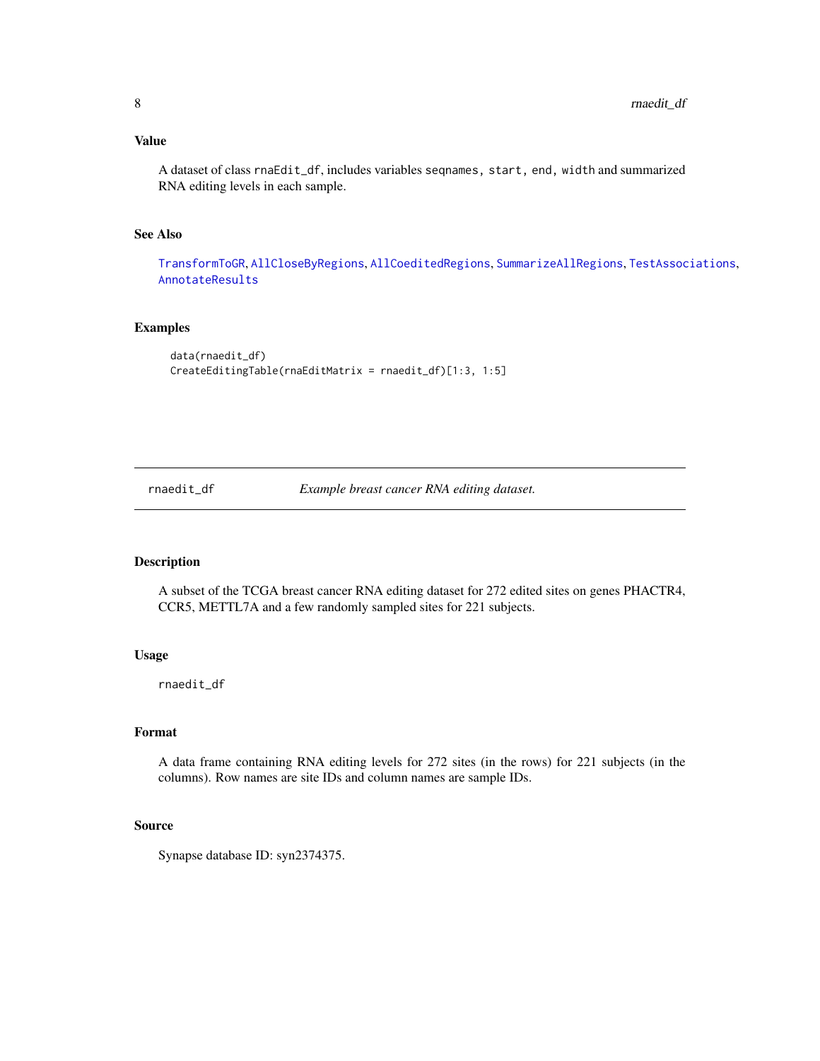### Value

A dataset of class rnaEdit_df, includes variables seqnames, start, end, width and summarized RNA editing levels in each sample.

### See Also

TransformToGR, AllCloseByRegions, AllCoeditedRegions, SummarizeAllRegions, TestAssociations, AnnotateResults

### Examples

```
data(rnaedit_df)
CreateEditingTable(rnaEditMatrix = rnaedit_df)[1:3, 1:5]
```

---

## rnaedit_df *Example breast cancer RNA editing dataset.*

---

### Description

A subset of the TCGA breast cancer RNA editing dataset for 272 edited sites on genes PHACTR4, CCR5, METTL7A and a few randomly sampled sites for 221 subjects.

### Usage

```
rnaedit_df
```

### Format

A data frame containing RNA editing levels for 272 sites (in the rows) for 221 subjects (in the columns). Row names are site IDs and column names are sample IDs.

### Source

Synapse database ID: syn2374375.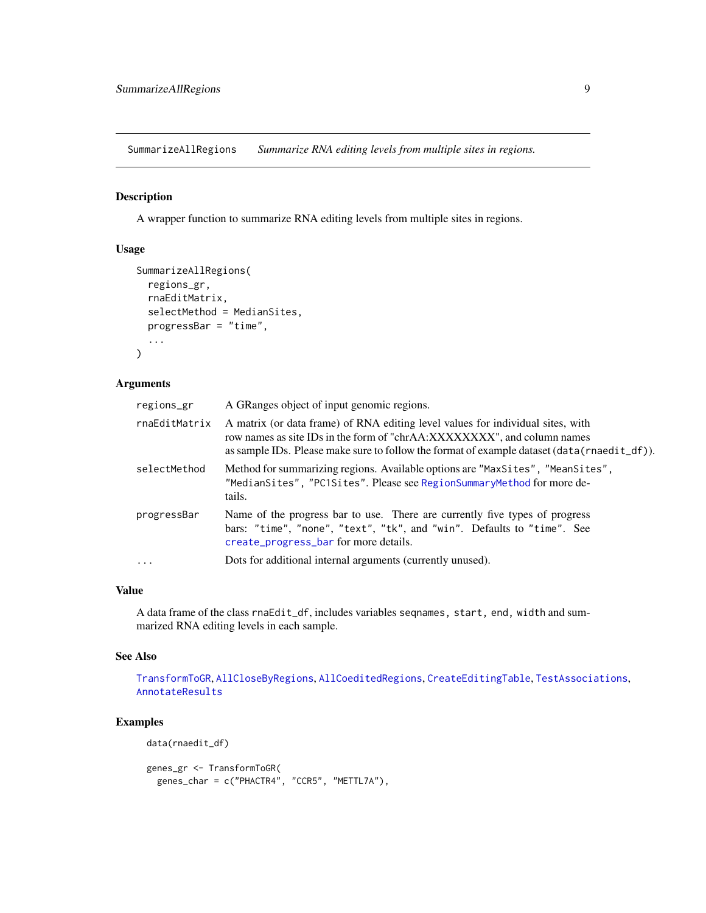# SummarizeAllRegions — *Summarize RNA editing levels from multiple sites in regions.*

## Description

A wrapper function to summarize RNA editing levels from multiple sites in regions.

## Usage

```
SummarizeAllRegions(
  regions_gr,
  rnaEditMatrix,
  selectMethod = MedianSites,
  progressBar = "time",
  ...
)
```

## Arguments

| Argument | Description |
|---|---|
| `regions_gr` | A GRanges object of input genomic regions. |
| `rnaEditMatrix` | A matrix (or data frame) of RNA editing level values for individual sites, with row names as site IDs in the form of "chrAA:XXXXXXXX", and column names as sample IDs. Please make sure to follow the format of example dataset (`data(rnaedit_df)`). |
| `selectMethod` | Method for summarizing regions. Available options are `"MaxSites"`, `"MeanSites"`, `"MedianSites"`, `"PC1Sites"`. Please see `RegionSummaryMethod` for more details. |
| `progressBar` | Name of the progress bar to use. There are currently five types of progress bars: `"time"`, `"none"`, `"text"`, `"tk"`, and `"win"`. Defaults to `"time"`. See `create_progress_bar` for more details. |
| `...` | Dots for additional internal arguments (currently unused). |

## Value

A data frame of the class `rnaEdit_df`, includes variables `seqnames`, `start`, `end`, `width` and summarized RNA editing levels in each sample.

## See Also

`TransformToGR`, `AllCloseByRegions`, `AllCoeditedRegions`, `CreateEditingTable`, `TestAssociations`, `AnnotateResults`

## Examples

```
data(rnaedit_df)

genes_gr <- TransformToGR(
  genes_char = c("PHACTR4", "CCR5", "METTL7A"),
```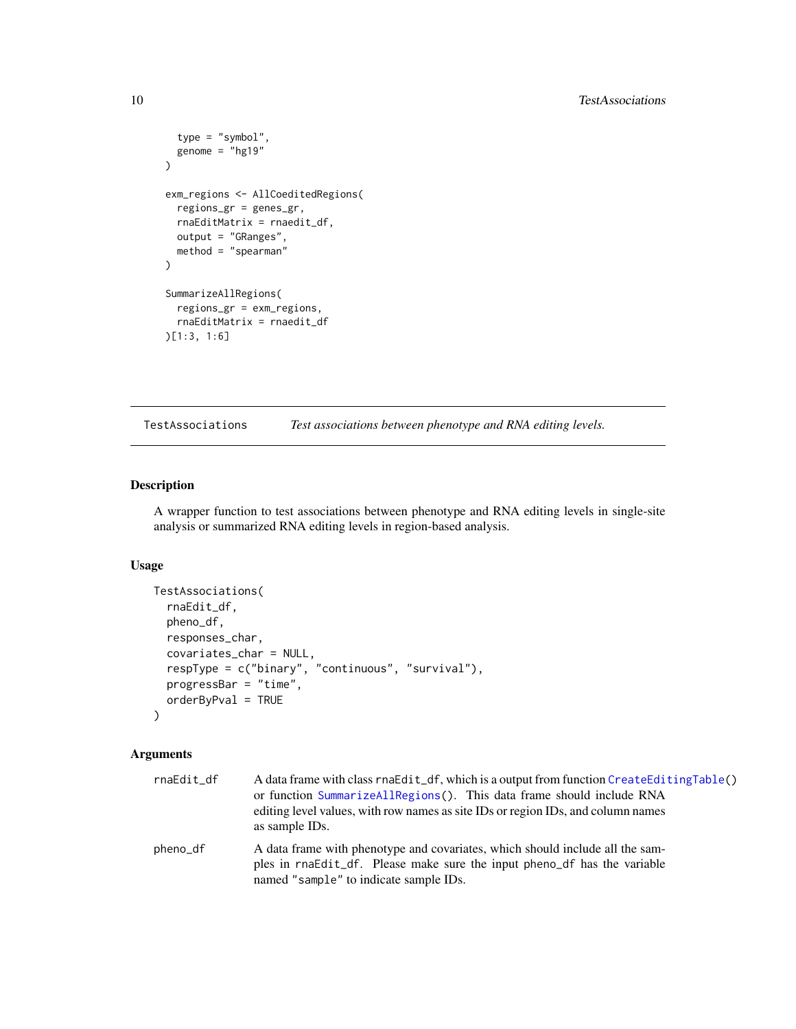```
  type = "symbol",
  genome = "hg19"
)

exm_regions <- AllCoeditedRegions(
  regions_gr = genes_gr,
  rnaEditMatrix = rnaedit_df,
  output = "GRanges",
  method = "spearman"
)

SummarizeAllRegions(
  regions_gr = exm_regions,
  rnaEditMatrix = rnaedit_df
)[1:3, 1:6]
```

---

## TestAssociations — *Test associations between phenotype and RNA editing levels.*

### Description

A wrapper function to test associations between phenotype and RNA editing levels in single-site analysis or summarized RNA editing levels in region-based analysis.

### Usage

```
TestAssociations(
  rnaEdit_df,
  pheno_df,
  responses_char,
  covariates_char = NULL,
  respType = c("binary", "continuous", "survival"),
  progressBar = "time",
  orderByPval = TRUE
)
```

### Arguments

| | |
|---|---|
| `rnaEdit_df` | A data frame with class `rnaEdit_df`, which is a output from function `CreateEditingTable()` or function `SummarizeAllRegions()`. This data frame should include RNA editing level values, with row names as site IDs or region IDs, and column names as sample IDs. |
| `pheno_df` | A data frame with phenotype and covariates, which should include all the samples in `rnaEdit_df`. Please make sure the input `pheno_df` has the variable named `"sample"` to indicate sample IDs. |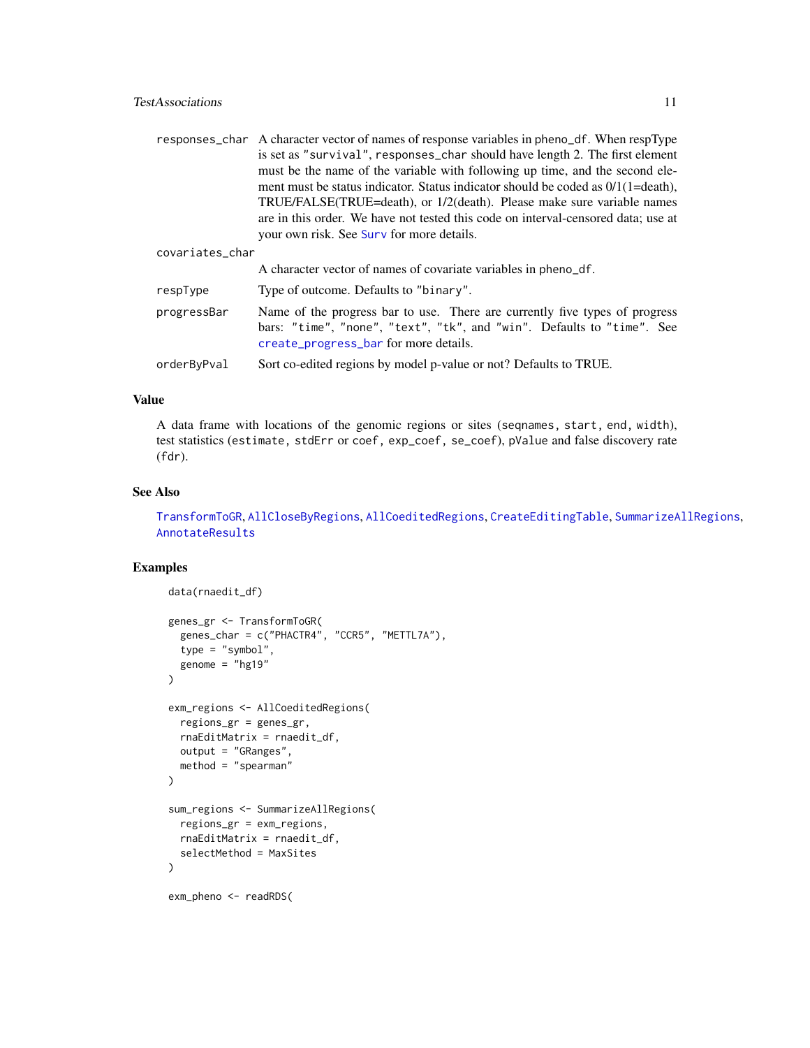| | |
|---|---|
| `responses_char` | A character vector of names of response variables in `pheno_df`. When respType is set as `"survival"`, `responses_char` should have length 2. The first element must be the name of the variable with following up time, and the second element must be status indicator. Status indicator should be coded as 0/1(1=death), TRUE/FALSE(TRUE=death), or 1/2(death). Please make sure variable names are in this order. We have not tested this code on interval-censored data; use at your own risk. See `Surv` for more details. |
| `covariates_char` | A character vector of names of covariate variables in `pheno_df`. |
| `respType` | Type of outcome. Defaults to `"binary"`. |
| `progressBar` | Name of the progress bar to use. There are currently five types of progress bars: `"time"`, `"none"`, `"text"`, `"tk"`, and `"win"`. Defaults to `"time"`. See `create_progress_bar` for more details. |
| `orderByPval` | Sort co-edited regions by model p-value or not? Defaults to TRUE. |

## Value

A data frame with locations of the genomic regions or sites (`seqnames`, `start`, `end`, `width`), test statistics (`estimate`, `stdErr` or `coef`, `exp_coef`, `se_coef`), `pValue` and false discovery rate (`fdr`).

## See Also

`TransformToGR`, `AllCloseByRegions`, `AllCoeditedRegions`, `CreateEditingTable`, `SummarizeAllRegions`, `AnnotateResults`

## Examples

```
data(rnaedit_df)

genes_gr <- TransformToGR(
  genes_char = c("PHACTR4", "CCR5", "METTL7A"),
  type = "symbol",
  genome = "hg19"
)

exm_regions <- AllCoeditedRegions(
  regions_gr = genes_gr,
  rnaEditMatrix = rnaedit_df,
  output = "GRanges",
  method = "spearman"
)

sum_regions <- SummarizeAllRegions(
  regions_gr = exm_regions,
  rnaEditMatrix = rnaedit_df,
  selectMethod = MaxSites
)

exm_pheno <- readRDS(
```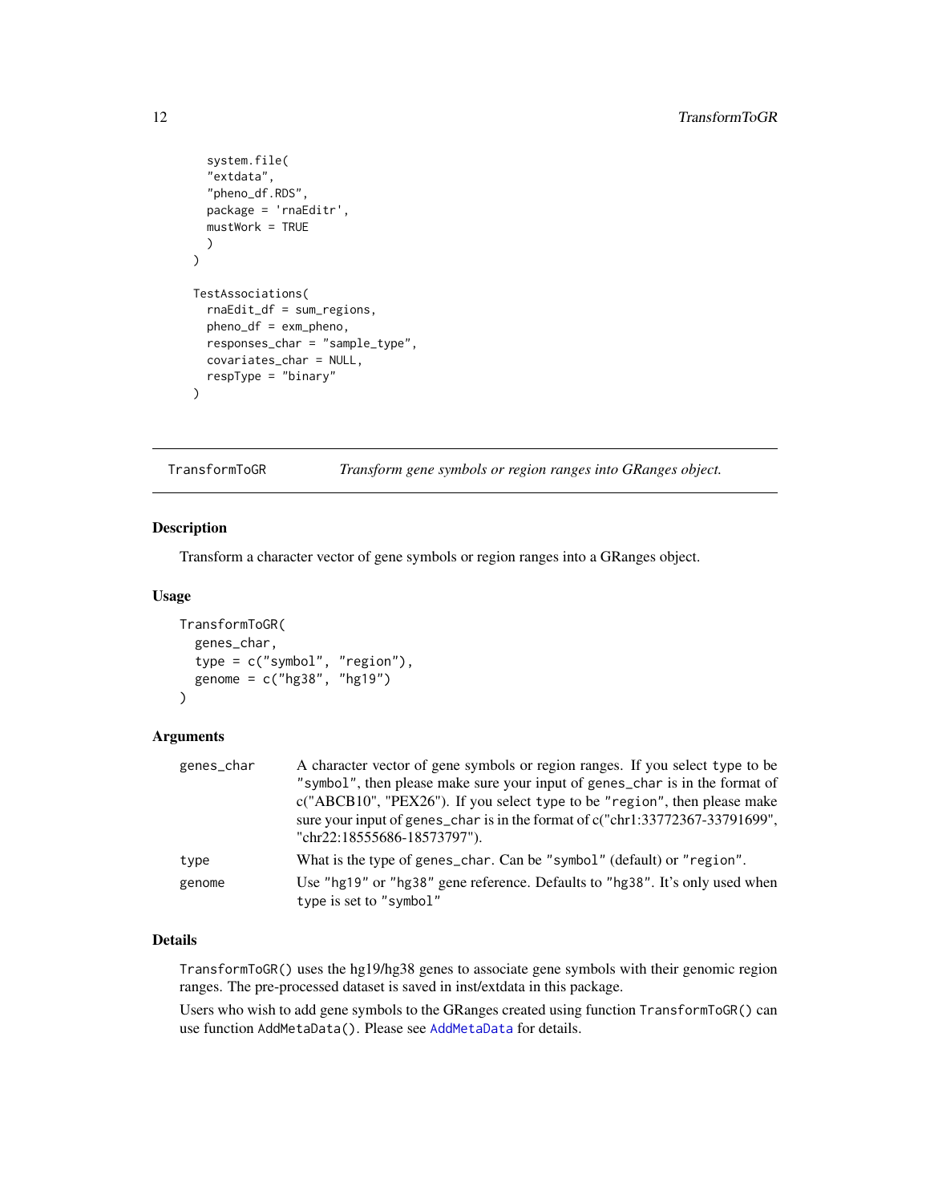```
    system.file(
    "extdata",
    "pheno_df.RDS",
    package = 'rnaEditr',
    mustWork = TRUE
    )
  )

  TestAssociations(
    rnaEdit_df = sum_regions,
    pheno_df = exm_pheno,
    responses_char = "sample_type",
    covariates_char = NULL,
    respType = "binary"
  )
```

---

## TransformToGR — *Transform gene symbols or region ranges into GRanges object.*

---

### Description

Transform a character vector of gene symbols or region ranges into a GRanges object.

### Usage

```
TransformToGR(
  genes_char,
  type = c("symbol", "region"),
  genome = c("hg38", "hg19")
)
```

### Arguments

| | |
|---|---|
| `genes_char` | A character vector of gene symbols or region ranges. If you select `type` to be `"symbol"`, then please make sure your input of `genes_char` is in the format of c("ABCB10", "PEX26"). If you select `type` to be `"region"`, then please make sure your input of `genes_char` is in the format of c("chr1:33772367-33791699", "chr22:18555686-18573797"). |
| `type` | What is the type of `genes_char`. Can be `"symbol"` (default) or `"region"`. |
| `genome` | Use `"hg19"` or `"hg38"` gene reference. Defaults to `"hg38"`. It's only used when `type` is set to `"symbol"` |

### Details

`TransformToGR()` uses the hg19/hg38 genes to associate gene symbols with their genomic region ranges. The pre-processed dataset is saved in inst/extdata in this package.

Users who wish to add gene symbols to the GRanges created using function `TransformToGR()` can use function `AddMetaData()`. Please see `AddMetaData` for details.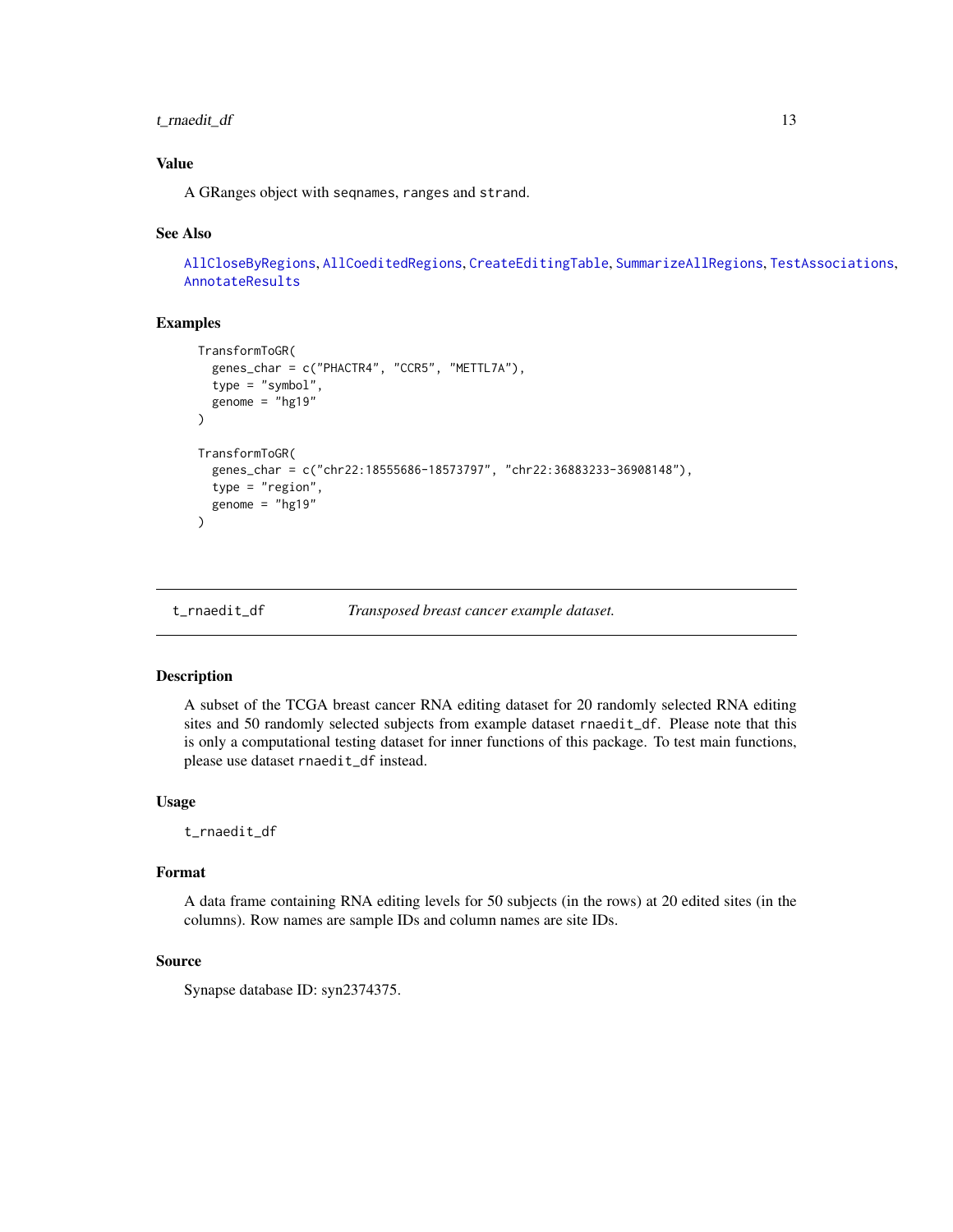## Value

A GRanges object with `seqnames`, `ranges` and `strand`.

## See Also

AllCloseByRegions, AllCoeditedRegions, CreateEditingTable, SummarizeAllRegions, TestAssociations, AnnotateResults

## Examples

```
TransformToGR(
  genes_char = c("PHACTR4", "CCR5", "METTL7A"),
  type = "symbol",
  genome = "hg19"
)

TransformToGR(
  genes_char = c("chr22:18555686-18573797", "chr22:36883233-36908148"),
  type = "region",
  genome = "hg19"
)
```

---

# t_rnaedit_df — *Transposed breast cancer example dataset.*

## Description

A subset of the TCGA breast cancer RNA editing dataset for 20 randomly selected RNA editing sites and 50 randomly selected subjects from example dataset `rnaedit_df`. Please note that this is only a computational testing dataset for inner functions of this package. To test main functions, please use dataset `rnaedit_df` instead.

## Usage

```
t_rnaedit_df
```

## Format

A data frame containing RNA editing levels for 50 subjects (in the rows) at 20 edited sites (in the columns). Row names are sample IDs and column names are site IDs.

## Source

Synapse database ID: syn2374375.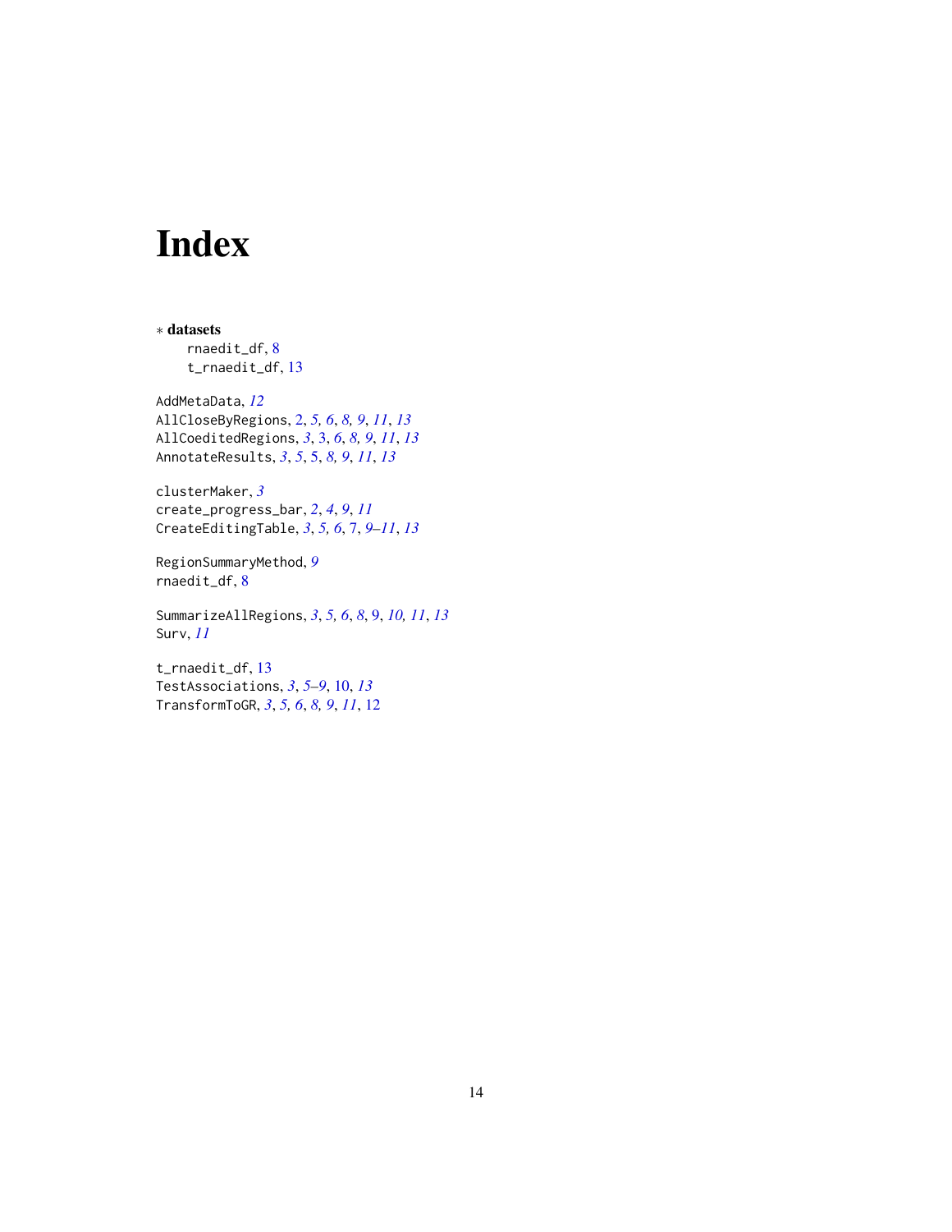# Index

∗ **datasets**

  rnaedit_df, 8

  t_rnaedit_df, 13

AddMetaData, *12*
AllCloseByRegions, 2, *5, 6*, *8, 9*, *11*, *13*
AllCoeditedRegions, *3*, 3, *6*, *8, 9*, *11*, *13*
AnnotateResults, *3*, *5*, 5, *8, 9*, *11*, *13*

clusterMaker, *3*
create_progress_bar, *2*, *4*, *9*, *11*
CreateEditingTable, *3*, *5, 6*, 7, *9–11*, *13*

RegionSummaryMethod, *9*
rnaedit_df, 8

SummarizeAllRegions, *3*, *5, 6*, *8*, 9, *10, 11*, *13*
Surv, *11*

t_rnaedit_df, 13
TestAssociations, *3*, *5–9*, 10, *13*
TransformToGR, *3*, *5, 6*, *8, 9*, *11*, 12